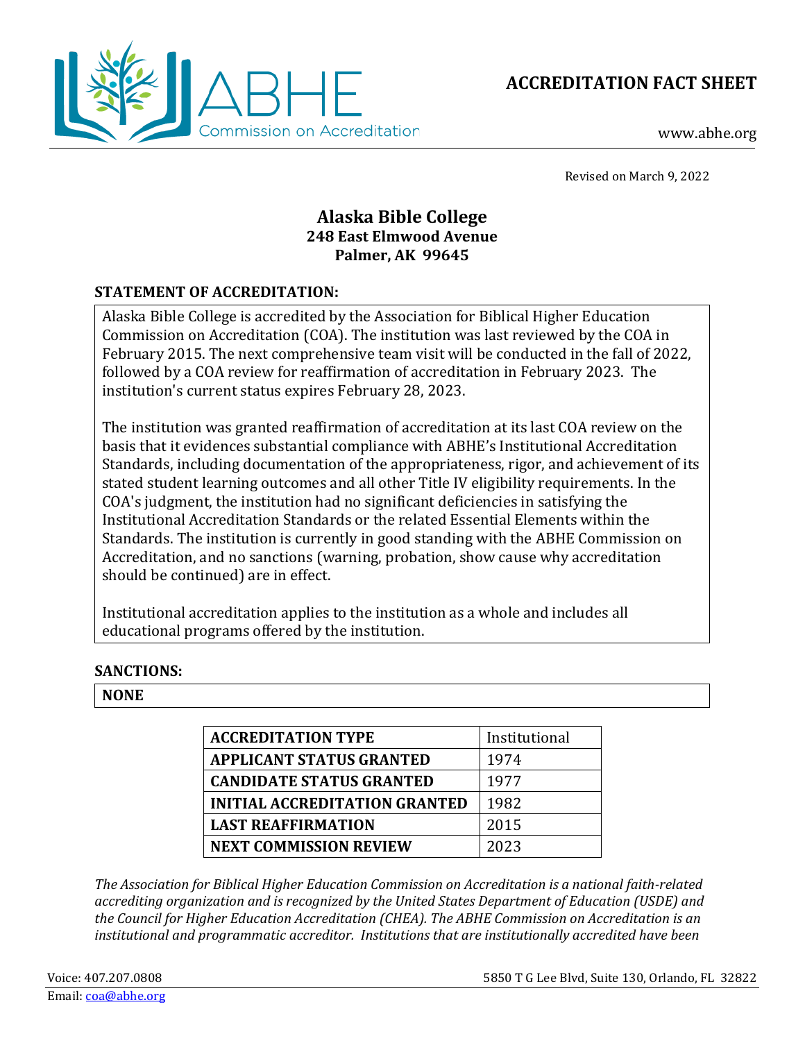# ACCREDITATION FACT SHEET

www.abhe.org

Revised on March 9, 2022

## Alaska Bible College
**248 East Elmwood Avenue**
**Palmer, AK 99645**

### STATEMENT OF ACCREDITATION:

Alaska Bible College is accredited by the Association for Biblical Higher Education Commission on Accreditation (COA). The institution was last reviewed by the COA in February 2015. The next comprehensive team visit will be conducted in the fall of 2022, followed by a COA review for reaffirmation of accreditation in February 2023. The institution's current status expires February 28, 2023.

The institution was granted reaffirmation of accreditation at its last COA review on the basis that it evidences substantial compliance with ABHE's Institutional Accreditation Standards, including documentation of the appropriateness, rigor, and achievement of its stated student learning outcomes and all other Title IV eligibility requirements. In the COA's judgment, the institution had no significant deficiencies in satisfying the Institutional Accreditation Standards or the related Essential Elements within the Standards. The institution is currently in good standing with the ABHE Commission on Accreditation, and no sanctions (warning, probation, show cause why accreditation should be continued) are in effect.

Institutional accreditation applies to the institution as a whole and includes all educational programs offered by the institution.

### SANCTIONS:

**NONE**

| ACCREDITATION TYPE | Institutional |
|---|---|
| **APPLICANT STATUS GRANTED** | 1974 |
| **CANDIDATE STATUS GRANTED** | 1977 |
| **INITIAL ACCREDITATION GRANTED** | 1982 |
| **LAST REAFFIRMATION** | 2015 |
| **NEXT COMMISSION REVIEW** | 2023 |

*The Association for Biblical Higher Education Commission on Accreditation is a national faith-related accrediting organization and is recognized by the United States Department of Education (USDE) and the Council for Higher Education Accreditation (CHEA). The ABHE Commission on Accreditation is an institutional and programmatic accreditor. Institutions that are institutionally accredited have been*

Voice: 407.207.0808
Email: coa@abhe.org

5850 T G Lee Blvd, Suite 130, Orlando, FL 32822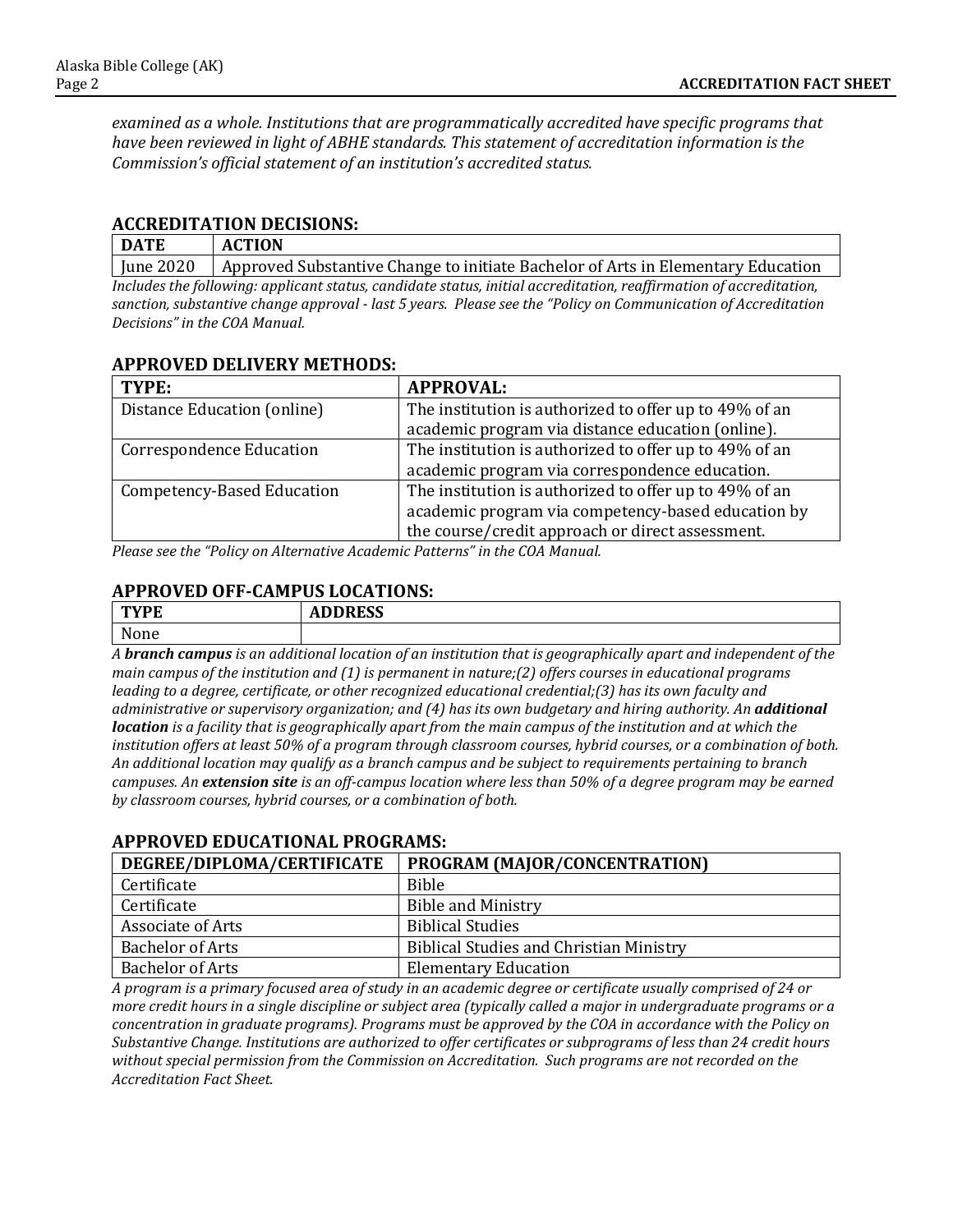*examined as a whole. Institutions that are programmatically accredited have specific programs that have been reviewed in light of ABHE standards. This statement of accreditation information is the Commission's official statement of an institution's accredited status.*

## ACCREDITATION DECISIONS:

| DATE | ACTION |
|---|---|
| June 2020 | Approved Substantive Change to initiate Bachelor of Arts in Elementary Education |

*Includes the following: applicant status, candidate status, initial accreditation, reaffirmation of accreditation, sanction, substantive change approval - last 5 years. Please see the "Policy on Communication of Accreditation Decisions" in the COA Manual.*

## APPROVED DELIVERY METHODS:

| TYPE: | APPROVAL: |
|---|---|
| Distance Education (online) | The institution is authorized to offer up to 49% of an academic program via distance education (online). |
| Correspondence Education | The institution is authorized to offer up to 49% of an academic program via correspondence education. |
| Competency-Based Education | The institution is authorized to offer up to 49% of an academic program via competency-based education by the course/credit approach or direct assessment. |

*Please see the "Policy on Alternative Academic Patterns" in the COA Manual.*

## APPROVED OFF-CAMPUS LOCATIONS:

| TYPE | ADDRESS |
|---|---|
| None | |

*A **branch campus** is an additional location of an institution that is geographically apart and independent of the main campus of the institution and (1) is permanent in nature;(2) offers courses in educational programs leading to a degree, certificate, or other recognized educational credential;(3) has its own faculty and administrative or supervisory organization; and (4) has its own budgetary and hiring authority. An **additional location** is a facility that is geographically apart from the main campus of the institution and at which the institution offers at least 50% of a program through classroom courses, hybrid courses, or a combination of both. An additional location may qualify as a branch campus and be subject to requirements pertaining to branch campuses. An **extension site** is an off-campus location where less than 50% of a degree program may be earned by classroom courses, hybrid courses, or a combination of both.*

## APPROVED EDUCATIONAL PROGRAMS:

| DEGREE/DIPLOMA/CERTIFICATE | PROGRAM (MAJOR/CONCENTRATION) |
|---|---|
| Certificate | Bible |
| Certificate | Bible and Ministry |
| Associate of Arts | Biblical Studies |
| Bachelor of Arts | Biblical Studies and Christian Ministry |
| Bachelor of Arts | Elementary Education |

*A program is a primary focused area of study in an academic degree or certificate usually comprised of 24 or more credit hours in a single discipline or subject area (typically called a major in undergraduate programs or a concentration in graduate programs). Programs must be approved by the COA in accordance with the Policy on Substantive Change. Institutions are authorized to offer certificates or subprograms of less than 24 credit hours without special permission from the Commission on Accreditation. Such programs are not recorded on the Accreditation Fact Sheet.*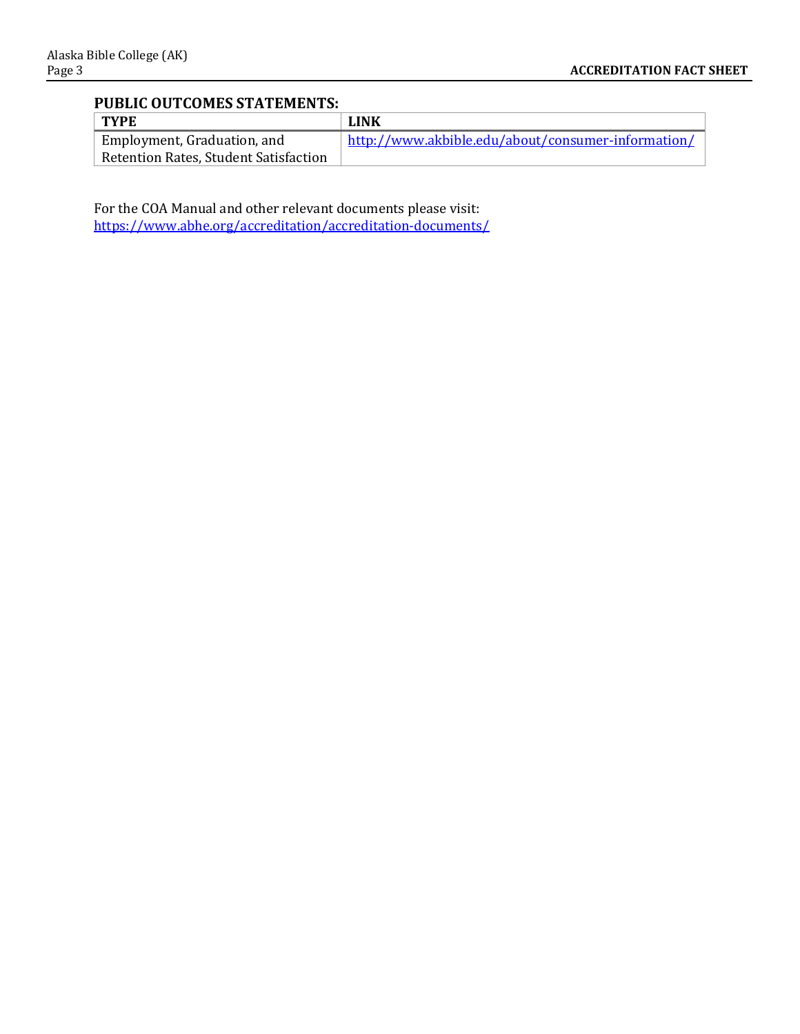## PUBLIC OUTCOMES STATEMENTS:

| TYPE | LINK |
|---|---|
| Employment, Graduation, and Retention Rates, Student Satisfaction | http://www.akbible.edu/about/consumer-information/ |

For the COA Manual and other relevant documents please visit:
https://www.abhe.org/accreditation/accreditation-documents/